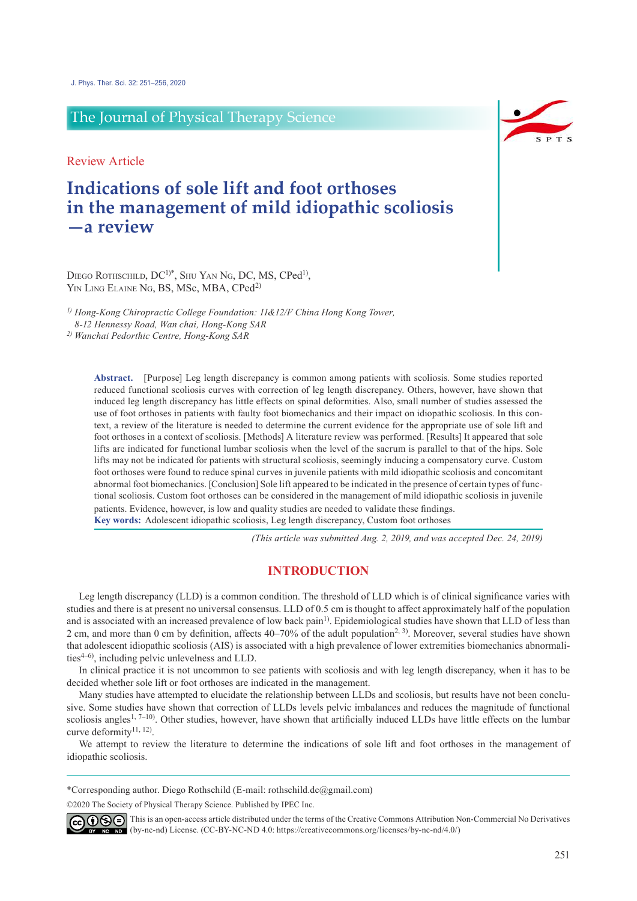The Journal of Physical Therapy Science

Review Article

# Indications of sole lift and foot orthoses in the management of mild idiopathic scoliosis —a review

Diego Rothschild, DC[1)*], Shu Yan Ng, DC, MS, CPed[1)], Yin Ling Elaine Ng, BS, MSc, MBA, CPed[2)]

[1)] *Hong-Kong Chiropractic College Foundation: 11&12/F China Hong Kong Tower, 8-12 Hennessy Road, Wan chai, Hong-Kong SAR*

[2)] *Wanchai Pedorthic Centre, Hong-Kong SAR*

**Abstract.** [Purpose] Leg length discrepancy is common among patients with scoliosis. Some studies reported reduced functional scoliosis curves with correction of leg length discrepancy. Others, however, have shown that induced leg length discrepancy has little effects on spinal deformities. Also, small number of studies assessed the use of foot orthoses in patients with faulty foot biomechanics and their impact on idiopathic scoliosis. In this context, a review of the literature is needed to determine the current evidence for the appropriate use of sole lift and foot orthoses in a context of scoliosis. [Methods] A literature review was performed. [Results] It appeared that sole lifts are indicated for functional lumbar scoliosis when the level of the sacrum is parallel to that of the hips. Sole lifts may not be indicated for patients with structural scoliosis, seemingly inducing a compensatory curve. Custom foot orthoses were found to reduce spinal curves in juvenile patients with mild idiopathic scoliosis and concomitant abnormal foot biomechanics. [Conclusion] Sole lift appeared to be indicated in the presence of certain types of functional scoliosis. Custom foot orthoses can be considered in the management of mild idiopathic scoliosis in juvenile patients. Evidence, however, is low and quality studies are needed to validate these findings.

**Key words:** Adolescent idiopathic scoliosis, Leg length discrepancy, Custom foot orthoses

*(This article was submitted Aug. 2, 2019, and was accepted Dec. 24, 2019)*

## INTRODUCTION

Leg length discrepancy (LLD) is a common condition. The threshold of LLD which is of clinical significance varies with studies and there is at present no universal consensus. LLD of 0.5 cm is thought to affect approximately half of the population and is associated with an increased prevalence of low back pain[1)]. Epidemiological studies have shown that LLD of less than 2 cm, and more than 0 cm by definition, affects 40–70% of the adult population[2, 3)]. Moreover, several studies have shown that adolescent idiopathic scoliosis (AIS) is associated with a high prevalence of lower extremities biomechanics abnormalities[4–6)], including pelvic unlevelness and LLD.

In clinical practice it is not uncommon to see patients with scoliosis and with leg length discrepancy, when it has to be decided whether sole lift or foot orthoses are indicated in the management.

Many studies have attempted to elucidate the relationship between LLDs and scoliosis, but results have not been conclusive. Some studies have shown that correction of LLDs levels pelvic imbalances and reduces the magnitude of functional scoliosis angles[1, 7–10)]. Other studies, however, have shown that artificially induced LLDs have little effects on the lumbar curve deformity[11, 12)].

We attempt to review the literature to determine the indications of sole lift and foot orthoses in the management of idiopathic scoliosis.

*Corresponding author. Diego Rothschild (E-mail: rothschild.dc@gmail.com)

©2020 The Society of Physical Therapy Science. Published by IPEC Inc.

This is an open-access article distributed under the terms of the Creative Commons Attribution Non-Commercial No Derivatives (by-nc-nd) License. (CC-BY-NC-ND 4.0: https://creativecommons.org/licenses/by-nc-nd/4.0/)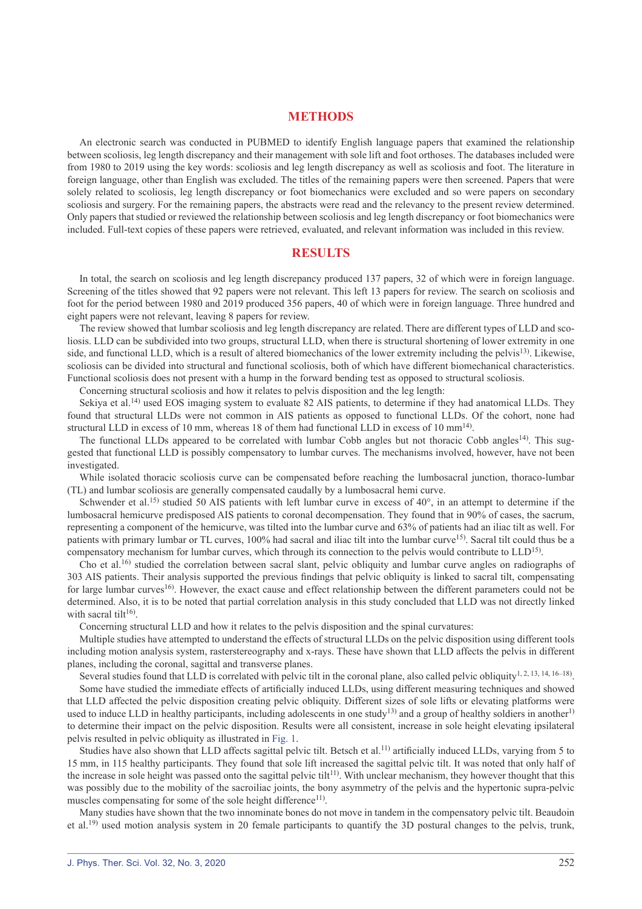## METHODS

An electronic search was conducted in PUBMED to identify English language papers that examined the relationship between scoliosis, leg length discrepancy and their management with sole lift and foot orthoses. The databases included were from 1980 to 2019 using the key words: scoliosis and leg length discrepancy as well as scoliosis and foot. The literature in foreign language, other than English was excluded. The titles of the remaining papers were then screened. Papers that were solely related to scoliosis, leg length discrepancy or foot biomechanics were excluded and so were papers on secondary scoliosis and surgery. For the remaining papers, the abstracts were read and the relevancy to the present review determined. Only papers that studied or reviewed the relationship between scoliosis and leg length discrepancy or foot biomechanics were included. Full-text copies of these papers were retrieved, evaluated, and relevant information was included in this review.

## RESULTS

In total, the search on scoliosis and leg length discrepancy produced 137 papers, 32 of which were in foreign language. Screening of the titles showed that 92 papers were not relevant. This left 13 papers for review. The search on scoliosis and foot for the period between 1980 and 2019 produced 356 papers, 40 of which were in foreign language. Three hundred and eight papers were not relevant, leaving 8 papers for review.

The review showed that lumbar scoliosis and leg length discrepancy are related. There are different types of LLD and scoliosis. LLD can be subdivided into two groups, structural LLD, when there is structural shortening of lower extremity in one side, and functional LLD, which is a result of altered biomechanics of the lower extremity including the pelvis[13]. Likewise, scoliosis can be divided into structural and functional scoliosis, both of which have different biomechanical characteristics. Functional scoliosis does not present with a hump in the forward bending test as opposed to structural scoliosis.

Concerning structural scoliosis and how it relates to pelvis disposition and the leg length:

Sekiya et al.[14] used EOS imaging system to evaluate 82 AIS patients, to determine if they had anatomical LLDs. They found that structural LLDs were not common in AIS patients as opposed to functional LLDs. Of the cohort, none had structural LLD in excess of 10 mm, whereas 18 of them had functional LLD in excess of 10 mm[14].

The functional LLDs appeared to be correlated with lumbar Cobb angles but not thoracic Cobb angles[14]. This suggested that functional LLD is possibly compensatory to lumbar curves. The mechanisms involved, however, have not been investigated.

While isolated thoracic scoliosis curve can be compensated before reaching the lumbosacral junction, thoraco-lumbar (TL) and lumbar scoliosis are generally compensated caudally by a lumbosacral hemi curve.

Schwender et al.[15] studied 50 AIS patients with left lumbar curve in excess of 40°, in an attempt to determine if the lumbosacral hemicurve predisposed AIS patients to coronal decompensation. They found that in 90% of cases, the sacrum, representing a component of the hemicurve, was tilted into the lumbar curve and 63% of patients had an iliac tilt as well. For patients with primary lumbar or TL curves, 100% had sacral and iliac tilt into the lumbar curve[15]. Sacral tilt could thus be a compensatory mechanism for lumbar curves, which through its connection to the pelvis would contribute to LLD[15].

Cho et al.[16] studied the correlation between sacral slant, pelvic obliquity and lumbar curve angles on radiographs of 303 AIS patients. Their analysis supported the previous findings that pelvic obliquity is linked to sacral tilt, compensating for large lumbar curves[16]. However, the exact cause and effect relationship between the different parameters could not be determined. Also, it is to be noted that partial correlation analysis in this study concluded that LLD was not directly linked with sacral tilt[16].

Concerning structural LLD and how it relates to the pelvis disposition and the spinal curvatures:

Multiple studies have attempted to understand the effects of structural LLDs on the pelvic disposition using different tools including motion analysis system, rasterstereography and x-rays. These have shown that LLD affects the pelvis in different planes, including the coronal, sagittal and transverse planes.

Several studies found that LLD is correlated with pelvic tilt in the coronal plane, also called pelvic obliquity[1, 2, 13, 14, 16–18].

Some have studied the immediate effects of artificially induced LLDs, using different measuring techniques and showed that LLD affected the pelvic disposition creating pelvic obliquity. Different sizes of sole lifts or elevating platforms were used to induce LLD in healthy participants, including adolescents in one study[13] and a group of healthy soldiers in another[1] to determine their impact on the pelvic disposition. Results were all consistent, increase in sole height elevating ipsilateral pelvis resulted in pelvic obliquity as illustrated in Fig. 1.

Studies have also shown that LLD affects sagittal pelvic tilt. Betsch et al.[11] artificially induced LLDs, varying from 5 to 15 mm, in 115 healthy participants. They found that sole lift increased the sagittal pelvic tilt. It was noted that only half of the increase in sole height was passed onto the sagittal pelvic tilt[11]. With unclear mechanism, they however thought that this was possibly due to the mobility of the sacroiliac joints, the bony asymmetry of the pelvis and the hypertonic supra-pelvic muscles compensating for some of the sole height difference[11].

Many studies have shown that the two innominate bones do not move in tandem in the compensatory pelvic tilt. Beaudoin et al.[19] used motion analysis system in 20 female participants to quantify the 3D postural changes to the pelvis, trunk,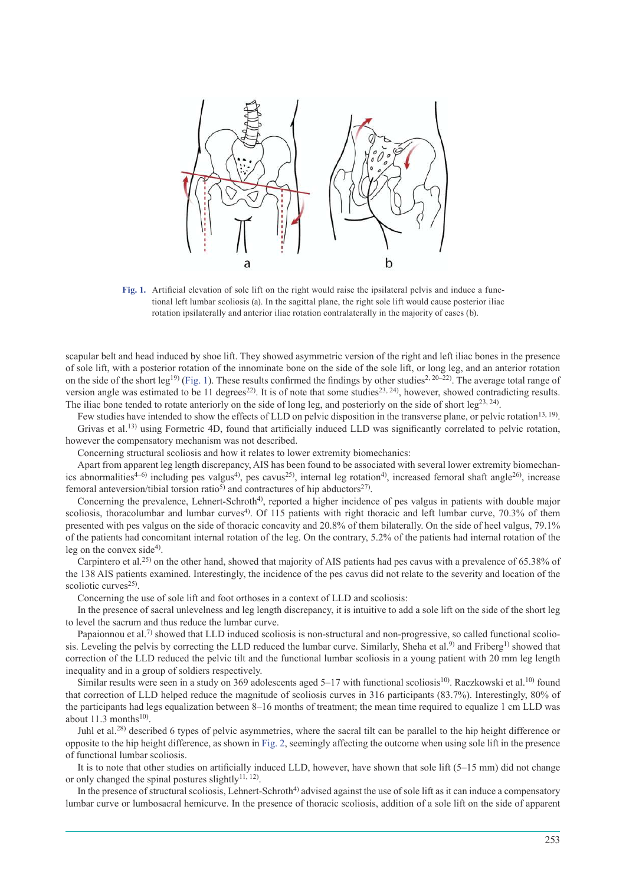Fig. 1. Artificial elevation of sole lift on the right would raise the ipsilateral pelvis and induce a functional left lumbar scoliosis (a). In the sagittal plane, the right sole lift would cause posterior iliac rotation ipsilaterally and anterior iliac rotation contralaterally in the majority of cases (b).

scapular belt and head induced by shoe lift. They showed asymmetric version of the right and left iliac bones in the presence of sole lift, with a posterior rotation of the innominate bone on the side of the sole lift, or long leg, and an anterior rotation on the side of the short leg[19] (Fig. 1). These results confirmed the findings by other studies[2, 20–22]. The average total range of version angle was estimated to be 11 degrees[22]. It is of note that some studies[23, 24], however, showed contradicting results. The iliac bone tended to rotate anteriorly on the side of long leg, and posteriorly on the side of short leg[23, 24].

Few studies have intended to show the effects of LLD on pelvic disposition in the transverse plane, or pelvic rotation[13, 19]. Grivas et al.[13] using Formetric 4D, found that artificially induced LLD was significantly correlated to pelvic rotation, however the compensatory mechanism was not described.

Concerning structural scoliosis and how it relates to lower extremity biomechanics:

Apart from apparent leg length discrepancy, AIS has been found to be associated with several lower extremity biomechanics abnormalities[4–6] including pes valgus[4], pes cavus[25], internal leg rotation[4], increased femoral shaft angle[26], increase femoral anteversion/tibial torsion ratio[5] and contractures of hip abductors[27].

Concerning the prevalence, Lehnert-Schroth[4], reported a higher incidence of pes valgus in patients with double major scoliosis, thoracolumbar and lumbar curves[4]. Of 115 patients with right thoracic and left lumbar curve, 70.3% of them presented with pes valgus on the side of thoracic concavity and 20.8% of them bilaterally. On the side of heel valgus, 79.1% of the patients had concomitant internal rotation of the leg. On the contrary, 5.2% of the patients had internal rotation of the leg on the convex side[4].

Carpintero et al.[25] on the other hand, showed that majority of AIS patients had pes cavus with a prevalence of 65.38% of the 138 AIS patients examined. Interestingly, the incidence of the pes cavus did not relate to the severity and location of the scoliotic curves[25].

Concerning the use of sole lift and foot orthoses in a context of LLD and scoliosis:

In the presence of sacral unlevelness and leg length discrepancy, it is intuitive to add a sole lift on the side of the short leg to level the sacrum and thus reduce the lumbar curve.

Papaionnou et al.[7] showed that LLD induced scoliosis is non-structural and non-progressive, so called functional scoliosis. Leveling the pelvis by correcting the LLD reduced the lumbar curve. Similarly, Sheha et al.[9] and Friberg[1] showed that correction of the LLD reduced the pelvic tilt and the functional lumbar scoliosis in a young patient with 20 mm leg length inequality and in a group of soldiers respectively.

Similar results were seen in a study on 369 adolescents aged 5–17 with functional scoliosis[10]. Raczkowski et al.[10] found that correction of LLD helped reduce the magnitude of scoliosis curves in 316 participants (83.7%). Interestingly, 80% of the participants had legs equalization between 8–16 months of treatment; the mean time required to equalize 1 cm LLD was about 11.3 months[10].

Juhl et al.[28] described 6 types of pelvic asymmetries, where the sacral tilt can be parallel to the hip height difference or opposite to the hip height difference, as shown in Fig. 2, seemingly affecting the outcome when using sole lift in the presence of functional lumbar scoliosis.

It is to note that other studies on artificially induced LLD, however, have shown that sole lift (5–15 mm) did not change or only changed the spinal postures slightly[11, 12].

In the presence of structural scoliosis, Lehnert-Schroth[4] advised against the use of sole lift as it can induce a compensatory lumbar curve or lumbosacral hemicurve. In the presence of thoracic scoliosis, addition of a sole lift on the side of apparent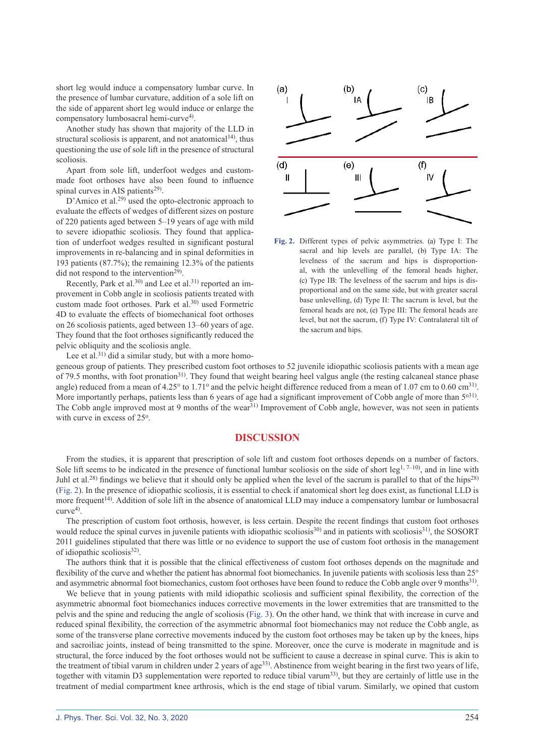short leg would induce a compensatory lumbar curve. In the presence of lumbar curvature, addition of a sole lift on the side of apparent short leg would induce or enlarge the compensatory lumbosacral hemi-curve[4].

Another study has shown that majority of the LLD in structural scoliosis is apparent, and not anatomical[14], thus questioning the use of sole lift in the presence of structural scoliosis.

Apart from sole lift, underfoot wedges and custom-made foot orthoses have also been found to influence spinal curves in AIS patients[29].

D'Amico et al.[29] used the opto-electronic approach to evaluate the effects of wedges of different sizes on posture of 220 patients aged between 5–19 years of age with mild to severe idiopathic scoliosis. They found that application of underfoot wedges resulted in significant postural improvements in re-balancing and in spinal deformities in 193 patients (87.7%); the remaining 12.3% of the patients did not respond to the intervention[29].

Recently, Park et al.[30] and Lee et al.[31] reported an improvement in Cobb angle in scoliosis patients treated with custom made foot orthoses. Park et al.[30] used Formetric 4D to evaluate the effects of biomechanical foot orthoses on 26 scoliosis patients, aged between 13–60 years of age. They found that the foot orthoses significantly reduced the pelvic obliquity and the scoliosis angle.

Lee et al.[31] did a similar study, but with a more homogeneous group of patients. They prescribed custom foot orthoses to 52 juvenile idiopathic scoliosis patients with a mean age of 79.5 months, with foot pronation[31]. They found that weight bearing heel valgus angle (the resting calcaneal stance phase angle) reduced from a mean of 4.25° to 1.71° and the pelvic height difference reduced from a mean of 1.07 cm to 0.60 cm[31]. More importantly perhaps, patients less than 6 years of age had a significant improvement of Cobb angle of more than 5°[31]. The Cobb angle improved most at 9 months of the wear[31] Improvement of Cobb angle, however, was not seen in patients with curve in excess of 25°.

**Fig. 2.** Different types of pelvic asymmetries. (a) Type I: The sacral and hip levels are parallel, (b) Type IA: The levelness of the sacrum and hips is disproportional, with the unlevelling of the femoral heads higher, (c) Type IB: The levelness of the sacrum and hips is disproportional and on the same side, but with greater sacral base unlevelling, (d) Type II: The sacrum is level, but the femoral heads are not, (e) Type III: The femoral heads are level, but not the sacrum, (f) Type IV: Contralateral tilt of the sacrum and hips.

## DISCUSSION

From the studies, it is apparent that prescription of sole lift and custom foot orthoses depends on a number of factors. Sole lift seems to be indicated in the presence of functional lumbar scoliosis on the side of short leg[1, 7–10], and in line with Juhl et al.[28] findings we believe that it should only be applied when the level of the sacrum is parallel to that of the hips[28] (Fig. 2). In the presence of idiopathic scoliosis, it is essential to check if anatomical short leg does exist, as functional LLD is more frequent[14]. Addition of sole lift in the absence of anatomical LLD may induce a compensatory lumbar or lumbosacral curve[4].

The prescription of custom foot orthosis, however, is less certain. Despite the recent findings that custom foot orthoses would reduce the spinal curves in juvenile patients with idiopathic scoliosis[30] and in patients with scoliosis[31], the SOSORT 2011 guidelines stipulated that there was little or no evidence to support the use of custom foot orthosis in the management of idiopathic scoliosis[32].

The authors think that it is possible that the clinical effectiveness of custom foot orthoses depends on the magnitude and flexibility of the curve and whether the patient has abnormal foot biomechanics. In juvenile patients with scoliosis less than 25° and asymmetric abnormal foot biomechanics, custom foot orthoses have been found to reduce the Cobb angle over 9 months[31].

We believe that in young patients with mild idiopathic scoliosis and sufficient spinal flexibility, the correction of the asymmetric abnormal foot biomechanics induces corrective movements in the lower extremities that are transmitted to the pelvis and the spine and reducing the angle of scoliosis (Fig. 3). On the other hand, we think that with increase in curve and reduced spinal flexibility, the correction of the asymmetric abnormal foot biomechanics may not reduce the Cobb angle, as some of the transverse plane corrective movements induced by the custom foot orthoses may be taken up by the knees, hips and sacroiliac joints, instead of being transmitted to the spine. Moreover, once the curve is moderate in magnitude and is structural, the force induced by the foot orthoses would not be sufficient to cause a decrease in spinal curve. This is akin to the treatment of tibial varum in children under 2 years of age[33]. Abstinence from weight bearing in the first two years of life, together with vitamin D3 supplementation were reported to reduce tibial varum[33], but they are certainly of little use in the treatment of medial compartment knee arthrosis, which is the end stage of tibial varum. Similarly, we opined that custom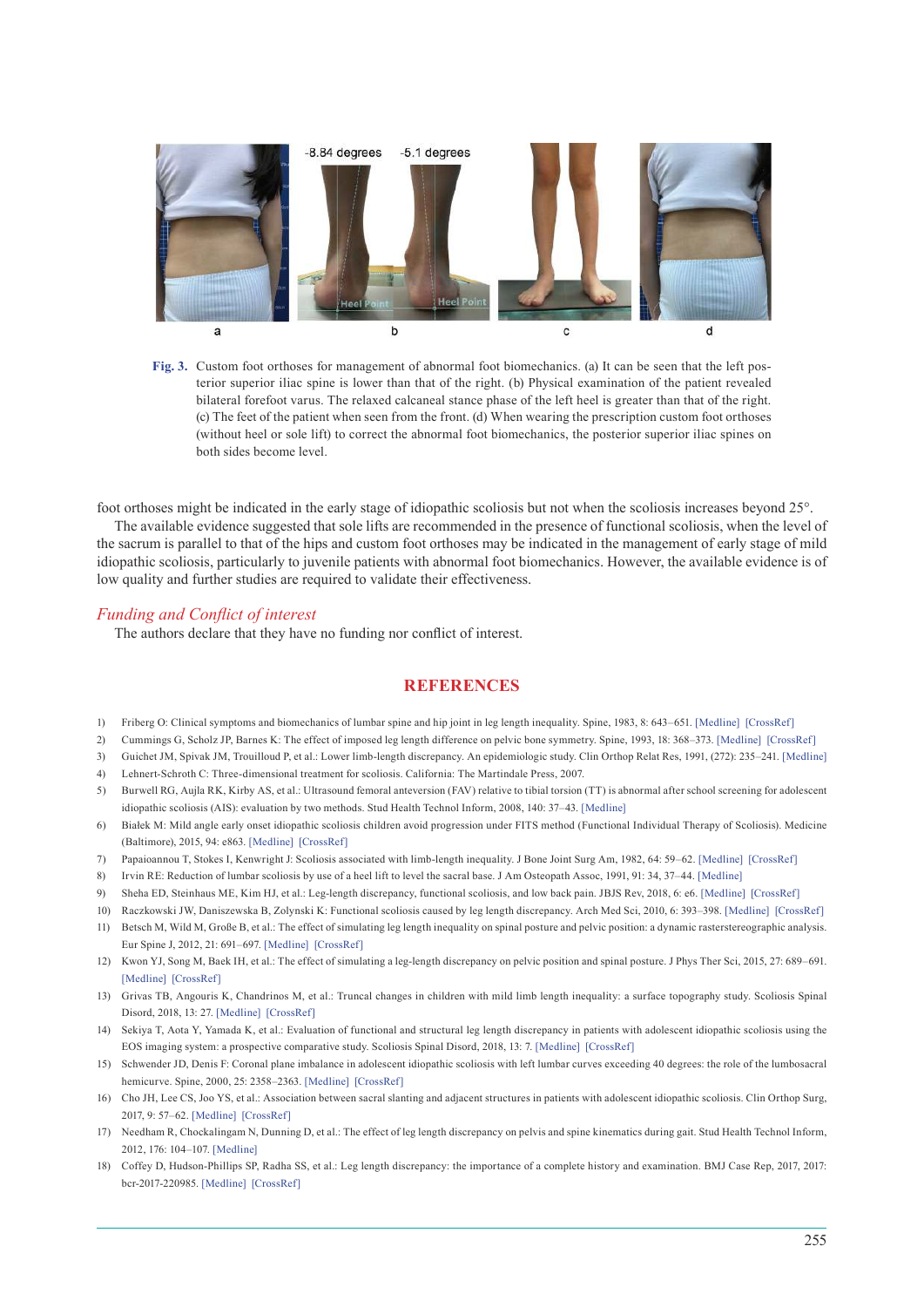Fig. 3. Custom foot orthoses for management of abnormal foot biomechanics. (a) It can be seen that the left posterior superior iliac spine is lower than that of the right. (b) Physical examination of the patient revealed bilateral forefoot varus. The relaxed calcaneal stance phase of the left heel is greater than that of the right. (c) The feet of the patient when seen from the front. (d) When wearing the prescription custom foot orthoses (without heel or sole lift) to correct the abnormal foot biomechanics, the posterior superior iliac spines on both sides become level.

foot orthoses might be indicated in the early stage of idiopathic scoliosis but not when the scoliosis increases beyond 25°.

The available evidence suggested that sole lifts are recommended in the presence of functional scoliosis, when the level of the sacrum is parallel to that of the hips and custom foot orthoses may be indicated in the management of early stage of mild idiopathic scoliosis, particularly to juvenile patients with abnormal foot biomechanics. However, the available evidence is of low quality and further studies are required to validate their effectiveness.

## *Funding and Conflict of interest*

The authors declare that they have no funding nor conflict of interest.

## REFERENCES

1) Friberg O: Clinical symptoms and biomechanics of lumbar spine and hip joint in leg length inequality. Spine, 1983, 8: 643–651. [Medline] [CrossRef]
2) Cummings G, Scholz JP, Barnes K: The effect of imposed leg length difference on pelvic bone symmetry. Spine, 1993, 18: 368–373. [Medline] [CrossRef]
3) Guichet JM, Spivak JM, Trouilloud P, et al.: Lower limb-length discrepancy. An epidemiologic study. Clin Orthop Relat Res, 1991, (272): 235–241. [Medline]
4) Lehnert-Schroth C: Three-dimensional treatment for scoliosis. California: The Martindale Press, 2007.
5) Burwell RG, Aujla RK, Kirby AS, et al.: Ultrasound femoral anteversion (FAV) relative to tibial torsion (TT) is abnormal after school screening for adolescent idiopathic scoliosis (AIS): evaluation by two methods. Stud Health Technol Inform, 2008, 140: 37–43. [Medline]
6) Białek M: Mild angle early onset idiopathic scoliosis children avoid progression under FITS method (Functional Individual Therapy of Scoliosis). Medicine (Baltimore), 2015, 94: e863. [Medline] [CrossRef]
7) Papaioannou T, Stokes I, Kenwright J: Scoliosis associated with limb-length inequality. J Bone Joint Surg Am, 1982, 64: 59–62. [Medline] [CrossRef]
8) Irvin RE: Reduction of lumbar scoliosis by use of a heel lift to level the sacral base. J Am Osteopath Assoc, 1991, 91: 34, 37–44. [Medline]
9) Sheha ED, Steinhaus ME, Kim HJ, et al.: Leg-length discrepancy, functional scoliosis, and low back pain. JBJS Rev, 2018, 6: e6. [Medline] [CrossRef]
10) Raczkowski JW, Daniszewska B, Zolynski K: Functional scoliosis caused by leg length discrepancy. Arch Med Sci, 2010, 6: 393–398. [Medline] [CrossRef]
11) Betsch M, Wild M, Große B, et al.: The effect of simulating leg length inequality on spinal posture and pelvic position: a dynamic rasterstereographic analysis. Eur Spine J, 2012, 21: 691–697. [Medline] [CrossRef]
12) Kwon YJ, Song M, Baek IH, et al.: The effect of simulating a leg-length discrepancy on pelvic position and spinal posture. J Phys Ther Sci, 2015, 27: 689–691. [Medline] [CrossRef]
13) Grivas TB, Angouris K, Chandrinos M, et al.: Truncal changes in children with mild limb length inequality: a surface topography study. Scoliosis Spinal Disord, 2018, 13: 27. [Medline] [CrossRef]
14) Sekiya T, Aota Y, Yamada K, et al.: Evaluation of functional and structural leg length discrepancy in patients with adolescent idiopathic scoliosis using the EOS imaging system: a prospective comparative study. Scoliosis Spinal Disord, 2018, 13: 7. [Medline] [CrossRef]
15) Schwender JD, Denis F: Coronal plane imbalance in adolescent idiopathic scoliosis with left lumbar curves exceeding 40 degrees: the role of the lumbosacral hemicurve. Spine, 2000, 25: 2358–2363. [Medline] [CrossRef]
16) Cho JH, Lee CS, Joo YS, et al.: Association between sacral slanting and adjacent structures in patients with adolescent idiopathic scoliosis. Clin Orthop Surg, 2017, 9: 57–62. [Medline] [CrossRef]
17) Needham R, Chockalingam N, Dunning D, et al.: The effect of leg length discrepancy on pelvis and spine kinematics during gait. Stud Health Technol Inform, 2012, 176: 104–107. [Medline]
18) Coffey D, Hudson-Phillips SP, Radha SS, et al.: Leg length discrepancy: the importance of a complete history and examination. BMJ Case Rep, 2017, 2017: bcr-2017-220985. [Medline] [CrossRef]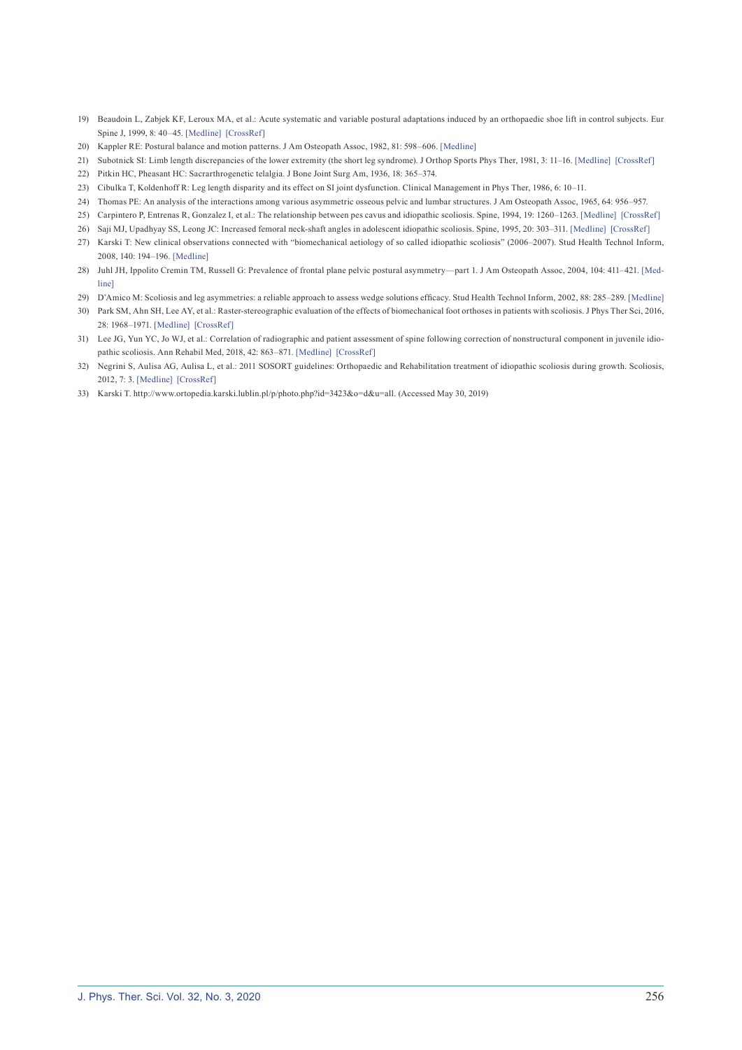19) Beaudoin L, Zabjek KF, Leroux MA, et al.: Acute systematic and variable postural adaptations induced by an orthopaedic shoe lift in control subjects. Eur Spine J, 1999, 8: 40–45. [Medline] [CrossRef]
20) Kappler RE: Postural balance and motion patterns. J Am Osteopath Assoc, 1982, 81: 598–606. [Medline]
21) Subotnick SI: Limb length discrepancies of the lower extremity (the short leg syndrome). J Orthop Sports Phys Ther, 1981, 3: 11–16. [Medline] [CrossRef]
22) Pitkin HC, Pheasant HC: Sacrarthrogenetic telalgia. J Bone Joint Surg Am, 1936, 18: 365–374.
23) Cibulka T, Koldenhoff R: Leg length disparity and its effect on SI joint dysfunction. Clinical Management in Phys Ther, 1986, 6: 10–11.
24) Thomas PE: An analysis of the interactions among various asymmetric osseous pelvic and lumbar structures. J Am Osteopath Assoc, 1965, 64: 956–957.
25) Carpintero P, Entrenas R, Gonzalez I, et al.: The relationship between pes cavus and idiopathic scoliosis. Spine, 1994, 19: 1260–1263. [Medline] [CrossRef]
26) Saji MJ, Upadhyay SS, Leong JC: Increased femoral neck-shaft angles in adolescent idiopathic scoliosis. Spine, 1995, 20: 303–311. [Medline] [CrossRef]
27) Karski T: New clinical observations connected with "biomechanical aetiology of so called idiopathic scoliosis" (2006–2007). Stud Health Technol Inform, 2008, 140: 194–196. [Medline]
28) Juhl JH, Ippolito Cremin TM, Russell G: Prevalence of frontal plane pelvic postural asymmetry—part 1. J Am Osteopath Assoc, 2004, 104: 411–421. [Medline]
29) D'Amico M: Scoliosis and leg asymmetries: a reliable approach to assess wedge solutions efficacy. Stud Health Technol Inform, 2002, 88: 285–289. [Medline]
30) Park SM, Ahn SH, Lee AY, et al.: Raster-stereographic evaluation of the effects of biomechanical foot orthoses in patients with scoliosis. J Phys Ther Sci, 2016, 28: 1968–1971. [Medline] [CrossRef]
31) Lee JG, Yun YC, Jo WJ, et al.: Correlation of radiographic and patient assessment of spine following correction of nonstructural component in juvenile idiopathic scoliosis. Ann Rehabil Med, 2018, 42: 863–871. [Medline] [CrossRef]
32) Negrini S, Aulisa AG, Aulisa L, et al.: 2011 SOSORT guidelines: Orthopaedic and Rehabilitation treatment of idiopathic scoliosis during growth. Scoliosis, 2012, 7: 3. [Medline] [CrossRef]
33) Karski T. http://www.ortopedia.karski.lublin.pl/p/photo.php?id=3423&o=d&u=all. (Accessed May 30, 2019)